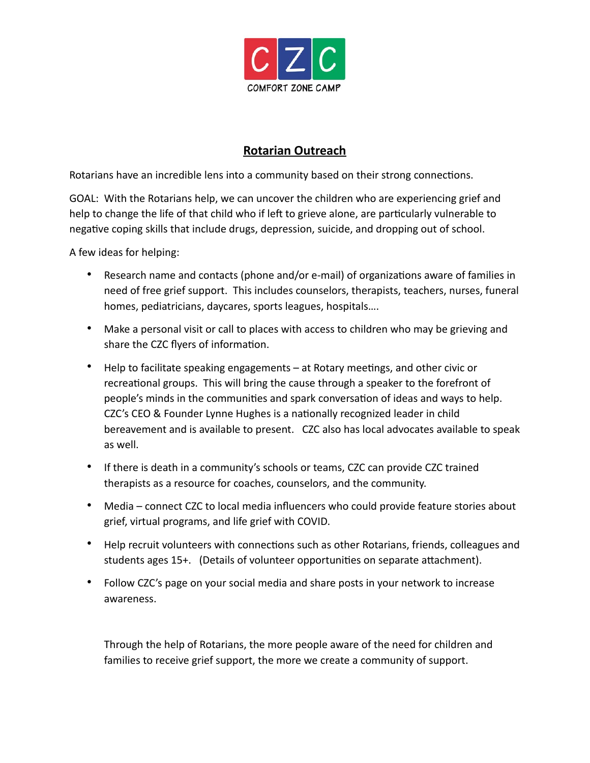CZC

COMFORT ZONE CAMP

## Rotarian Outreach

Rotarians have an incredible lens into a community based on their strong connections.

GOAL: With the Rotarians help, we can uncover the children who are experiencing grief and help to change the life of that child who if left to grieve alone, are particularly vulnerable to negative coping skills that include drugs, depression, suicide, and dropping out of school.

A few ideas for helping:

- Research name and contacts (phone and/or e-mail) of organizations aware of families in need of free grief support. This includes counselors, therapists, teachers, nurses, funeral homes, pediatricians, daycares, sports leagues, hospitals….
- Make a personal visit or call to places with access to children who may be grieving and share the CZC flyers of information.
- Help to facilitate speaking engagements – at Rotary meetings, and other civic or recreational groups. This will bring the cause through a speaker to the forefront of people's minds in the communities and spark conversation of ideas and ways to help. CZC's CEO & Founder Lynne Hughes is a nationally recognized leader in child bereavement and is available to present. CZC also has local advocates available to speak as well.
- If there is death in a community's schools or teams, CZC can provide CZC trained therapists as a resource for coaches, counselors, and the community.
- Media – connect CZC to local media influencers who could provide feature stories about grief, virtual programs, and life grief with COVID.
- Help recruit volunteers with connections such as other Rotarians, friends, colleagues and students ages 15+. (Details of volunteer opportunities on separate attachment).
- Follow CZC's page on your social media and share posts in your network to increase awareness.

Through the help of Rotarians, the more people aware of the need for children and families to receive grief support, the more we create a community of support.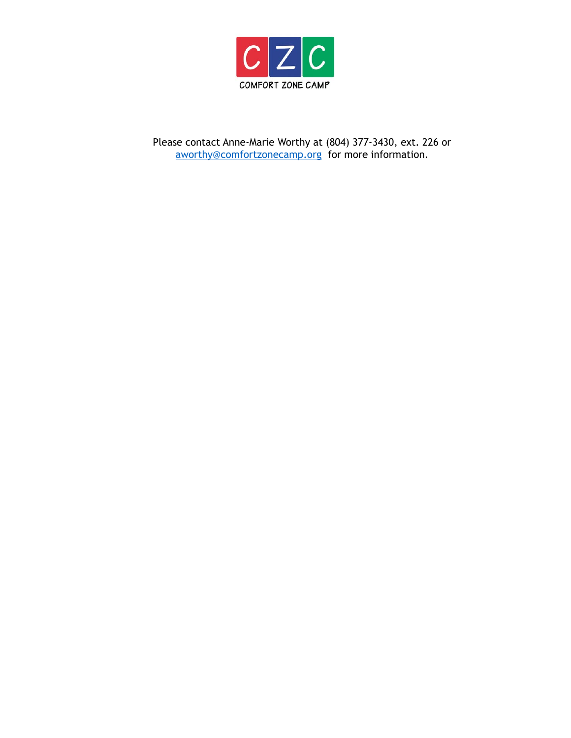Please contact Anne-Marie Worthy at (804) 377-3430, ext. 226 or aworthy@comfortzonecamp.org for more information.